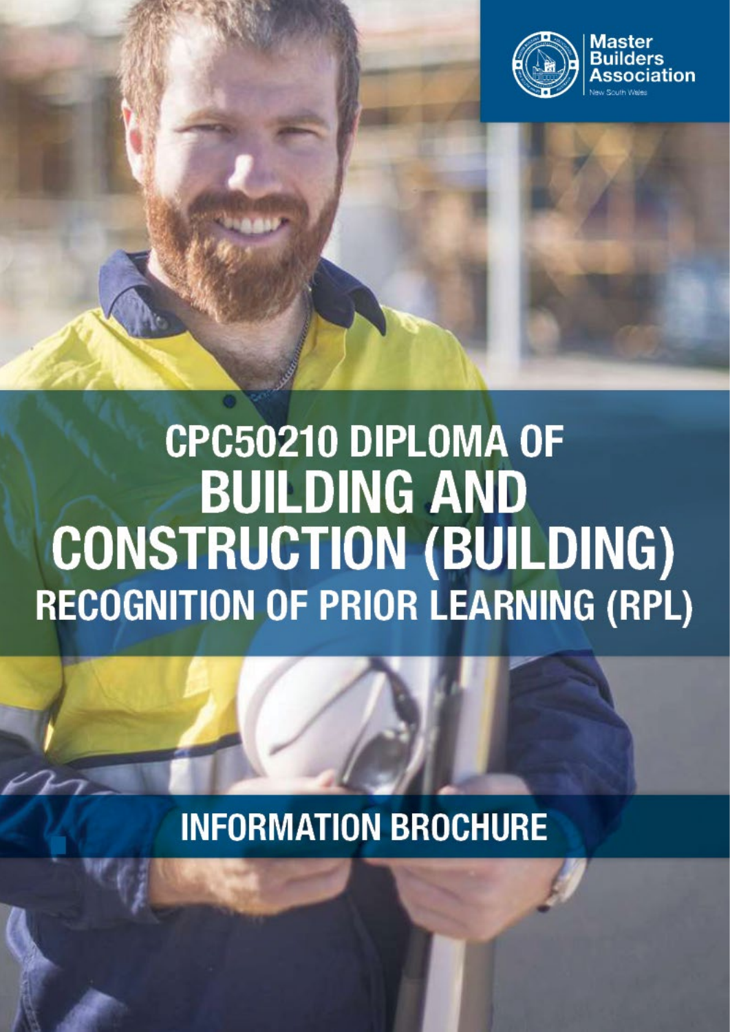Master Builders Association

New South Wales

# CPC50210 DIPLOMA OF BUILDING AND CONSTRUCTION (BUILDING)

## RECOGNITION OF PRIOR LEARNING (RPL)

## INFORMATION BROCHURE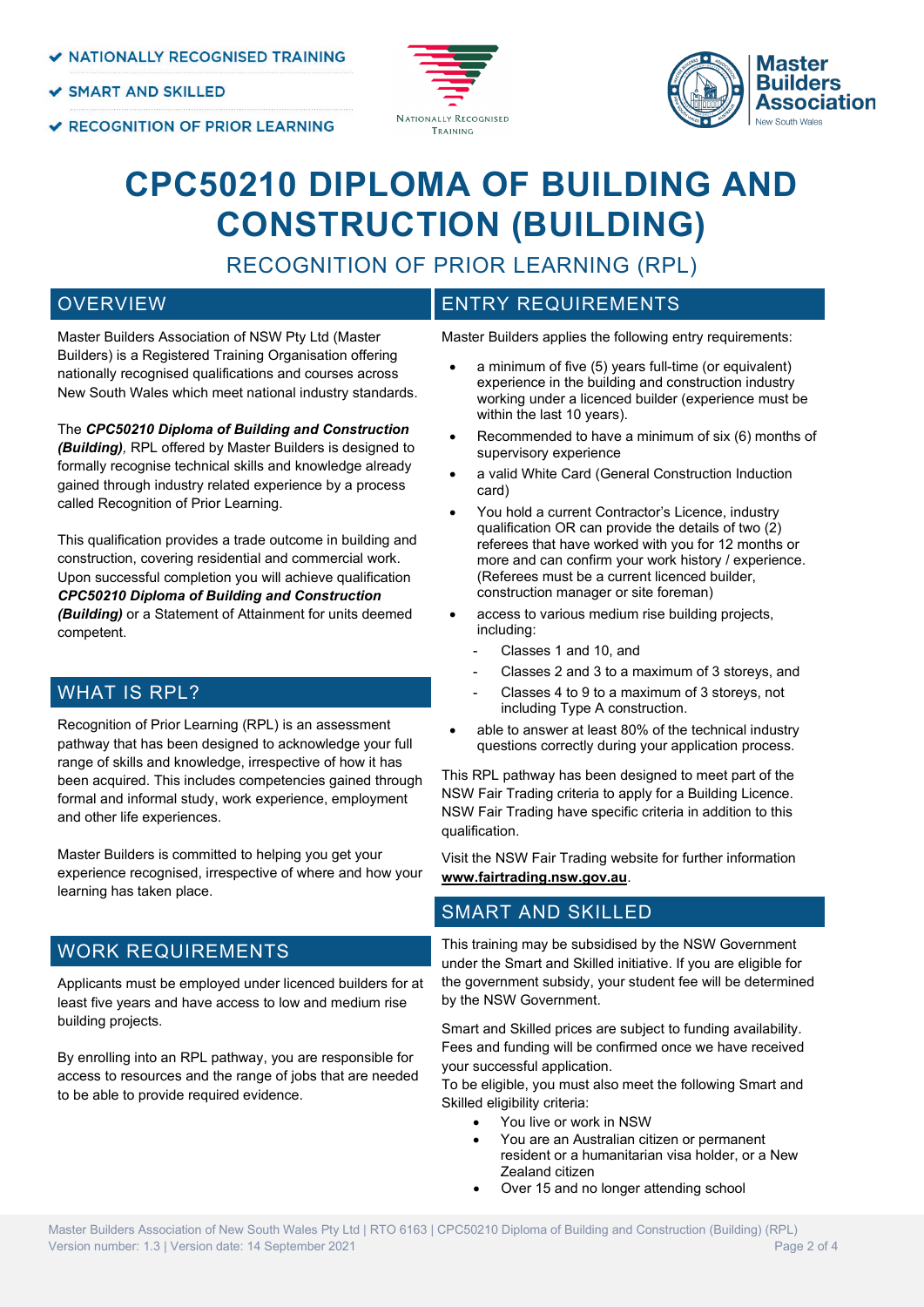✔ NATIONALLY RECOGNISED TRAINING

✔ SMART AND SKILLED

✔ RECOGNITION OF PRIOR LEARNING

# CPC50210 DIPLOMA OF BUILDING AND CONSTRUCTION (BUILDING)

RECOGNITION OF PRIOR LEARNING (RPL)

## OVERVIEW

Master Builders Association of NSW Pty Ltd (Master Builders) is a Registered Training Organisation offering nationally recognised qualifications and courses across New South Wales which meet national industry standards.

The ***CPC50210 Diploma of Building and Construction (Building)***, RPL offered by Master Builders is designed to formally recognise technical skills and knowledge already gained through industry related experience by a process called Recognition of Prior Learning.

This qualification provides a trade outcome in building and construction, covering residential and commercial work. Upon successful completion you will achieve qualification ***CPC50210 Diploma of Building and Construction (Building)*** or a Statement of Attainment for units deemed competent.

## WHAT IS RPL?

Recognition of Prior Learning (RPL) is an assessment pathway that has been designed to acknowledge your full range of skills and knowledge, irrespective of how it has been acquired. This includes competencies gained through formal and informal study, work experience, employment and other life experiences.

Master Builders is committed to helping you get your experience recognised, irrespective of where and how your learning has taken place.

## WORK REQUIREMENTS

Applicants must be employed under licenced builders for at least five years and have access to low and medium rise building projects.

By enrolling into an RPL pathway, you are responsible for access to resources and the range of jobs that are needed to be able to provide required evidence.

## ENTRY REQUIREMENTS

Master Builders applies the following entry requirements:

- a minimum of five (5) years full-time (or equivalent) experience in the building and construction industry working under a licenced builder (experience must be within the last 10 years).
- Recommended to have a minimum of six (6) months of supervisory experience
- a valid White Card (General Construction Induction card)
- You hold a current Contractor's Licence, industry qualification OR can provide the details of two (2) referees that have worked with you for 12 months or more and can confirm your work history / experience. (Referees must be a current licenced builder, construction manager or site foreman)
- access to various medium rise building projects, including:
  - Classes 1 and 10, and
  - Classes 2 and 3 to a maximum of 3 storeys, and
  - Classes 4 to 9 to a maximum of 3 storeys, not including Type A construction.
- able to answer at least 80% of the technical industry questions correctly during your application process.

This RPL pathway has been designed to meet part of the NSW Fair Trading criteria to apply for a Building Licence. NSW Fair Trading have specific criteria in addition to this qualification.

Visit the NSW Fair Trading website for further information **www.fairtrading.nsw.gov.au**.

## SMART AND SKILLED

This training may be subsidised by the NSW Government under the Smart and Skilled initiative. If you are eligible for the government subsidy, your student fee will be determined by the NSW Government.

Smart and Skilled prices are subject to funding availability. Fees and funding will be confirmed once we have received your successful application.

To be eligible, you must also meet the following Smart and Skilled eligibility criteria:

- You live or work in NSW
- You are an Australian citizen or permanent resident or a humanitarian visa holder, or a New Zealand citizen
- Over 15 and no longer attending school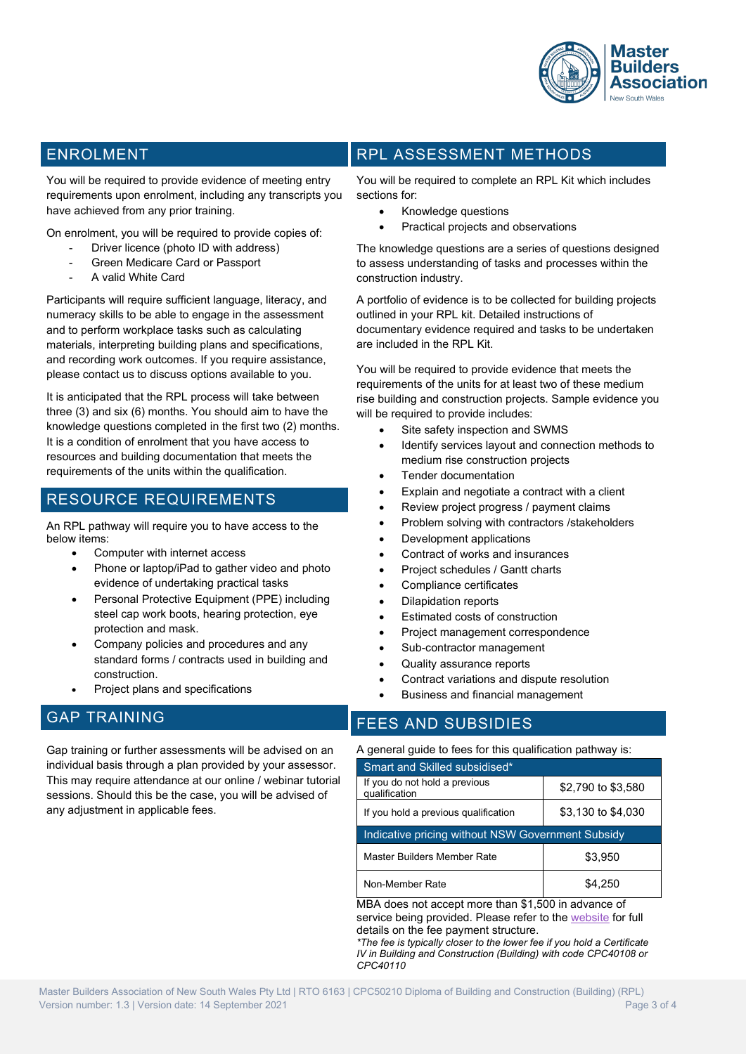## ENROLMENT

You will be required to provide evidence of meeting entry requirements upon enrolment, including any transcripts you have achieved from any prior training.

On enrolment, you will be required to provide copies of:

- Driver licence (photo ID with address)
- Green Medicare Card or Passport
- A valid White Card

Participants will require sufficient language, literacy, and numeracy skills to be able to engage in the assessment and to perform workplace tasks such as calculating materials, interpreting building plans and specifications, and recording work outcomes. If you require assistance, please contact us to discuss options available to you.

It is anticipated that the RPL process will take between three (3) and six (6) months. You should aim to have the knowledge questions completed in the first two (2) months. It is a condition of enrolment that you have access to resources and building documentation that meets the requirements of the units within the qualification.

## RESOURCE REQUIREMENTS

An RPL pathway will require you to have access to the below items:

- Computer with internet access
- Phone or laptop/iPad to gather video and photo evidence of undertaking practical tasks
- Personal Protective Equipment (PPE) including steel cap work boots, hearing protection, eye protection and mask.
- Company policies and procedures and any standard forms / contracts used in building and construction.
- Project plans and specifications

## GAP TRAINING

Gap training or further assessments will be advised on an individual basis through a plan provided by your assessor. This may require attendance at our online / webinar tutorial sessions. Should this be the case, you will be advised of any adjustment in applicable fees.

## RPL ASSESSMENT METHODS

You will be required to complete an RPL Kit which includes sections for:

- Knowledge questions
- Practical projects and observations

The knowledge questions are a series of questions designed to assess understanding of tasks and processes within the construction industry.

A portfolio of evidence is to be collected for building projects outlined in your RPL kit. Detailed instructions of documentary evidence required and tasks to be undertaken are included in the RPL Kit.

You will be required to provide evidence that meets the requirements of the units for at least two of these medium rise building and construction projects. Sample evidence you will be required to provide includes:

- Site safety inspection and SWMS
- Identify services layout and connection methods to medium rise construction projects
- Tender documentation
- Explain and negotiate a contract with a client
- Review project progress / payment claims
- Problem solving with contractors /stakeholders
- Development applications
- Contract of works and insurances
- Project schedules / Gantt charts
- Compliance certificates
- Dilapidation reports
- Estimated costs of construction
- Project management correspondence
- Sub-contractor management
- Quality assurance reports
- Contract variations and dispute resolution
- Business and financial management

## FEES AND SUBSIDIES

A general guide to fees for this qualification pathway is:

| Smart and Skilled subsidised* | |
|---|---|
| If you do not hold a previous qualification | $2,790 to $3,580 |
| If you hold a previous qualification | $3,130 to $4,030 |
| **Indicative pricing without NSW Government Subsidy** | |
| Master Builders Member Rate | $3,950 |
| Non-Member Rate | $4,250 |

MBA does not accept more than $1,500 in advance of service being provided. Please refer to the website for full details on the fee payment structure.

*\*The fee is typically closer to the lower fee if you hold a Certificate IV in Building and Construction (Building) with code CPC40108 or CPC40110*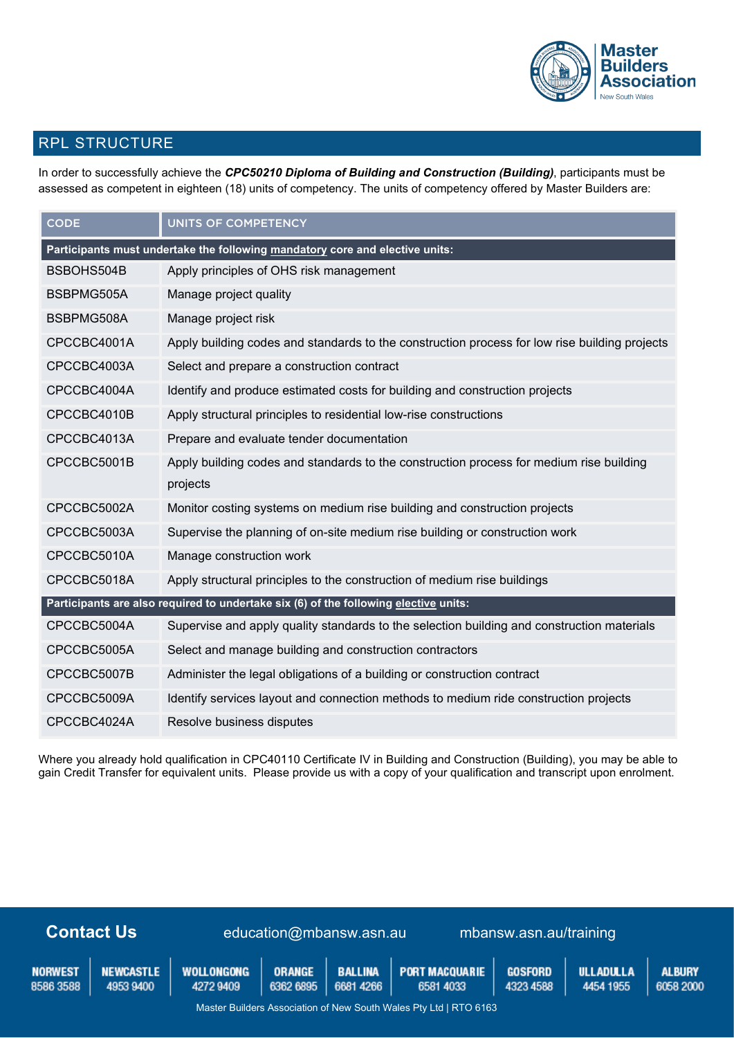## RPL STRUCTURE

In order to successfully achieve the ***CPC50210 Diploma of Building and Construction (Building)***, participants must be assessed as competent in eighteen (18) units of competency. The units of competency offered by Master Builders are:

| CODE | UNITS OF COMPETENCY |
|---|---|
| **Participants must undertake the following mandatory core and elective units:** | |
| BSBOHS504B | Apply principles of OHS risk management |
| BSBPMG505A | Manage project quality |
| BSBPMG508A | Manage project risk |
| CPCCBC4001A | Apply building codes and standards to the construction process for low rise building projects |
| CPCCBC4003A | Select and prepare a construction contract |
| CPCCBC4004A | Identify and produce estimated costs for building and construction projects |
| CPCCBC4010B | Apply structural principles to residential low-rise constructions |
| CPCCBC4013A | Prepare and evaluate tender documentation |
| CPCCBC5001B | Apply building codes and standards to the construction process for medium rise building projects |
| CPCCBC5002A | Monitor costing systems on medium rise building and construction projects |
| CPCCBC5003A | Supervise the planning of on-site medium rise building or construction work |
| CPCCBC5010A | Manage construction work |
| CPCCBC5018A | Apply structural principles to the construction of medium rise buildings |
| **Participants are also required to undertake six (6) of the following elective units:** | |
| CPCCBC5004A | Supervise and apply quality standards to the selection building and construction materials |
| CPCCBC5005A | Select and manage building and construction contractors |
| CPCCBC5007B | Administer the legal obligations of a building or construction contract |
| CPCCBC5009A | Identify services layout and connection methods to medium ride construction projects |
| CPCCBC4024A | Resolve business disputes |

Where you already hold qualification in CPC40110 Certificate IV in Building and Construction (Building), you may be able to gain Credit Transfer for equivalent units. Please provide us with a copy of your qualification and transcript upon enrolment.

**Contact Us** education@mbansw.asn.au mbansw.asn.au/training

| NORWEST | NEWCASTLE | WOLLONGONG | ORANGE | BALLINA | PORT MACQUARIE | GOSFORD | ULLADULLA | ALBURY |
|---|---|---|---|---|---|---|---|---|
| 8586 3588 | 4953 9400 | 4272 9409 | 6362 6895 | 6681 4266 | 6581 4033 | 4323 4588 | 4454 1955 | 6058 2000 |

Master Builders Association of New South Wales Pty Ltd | RTO 6163